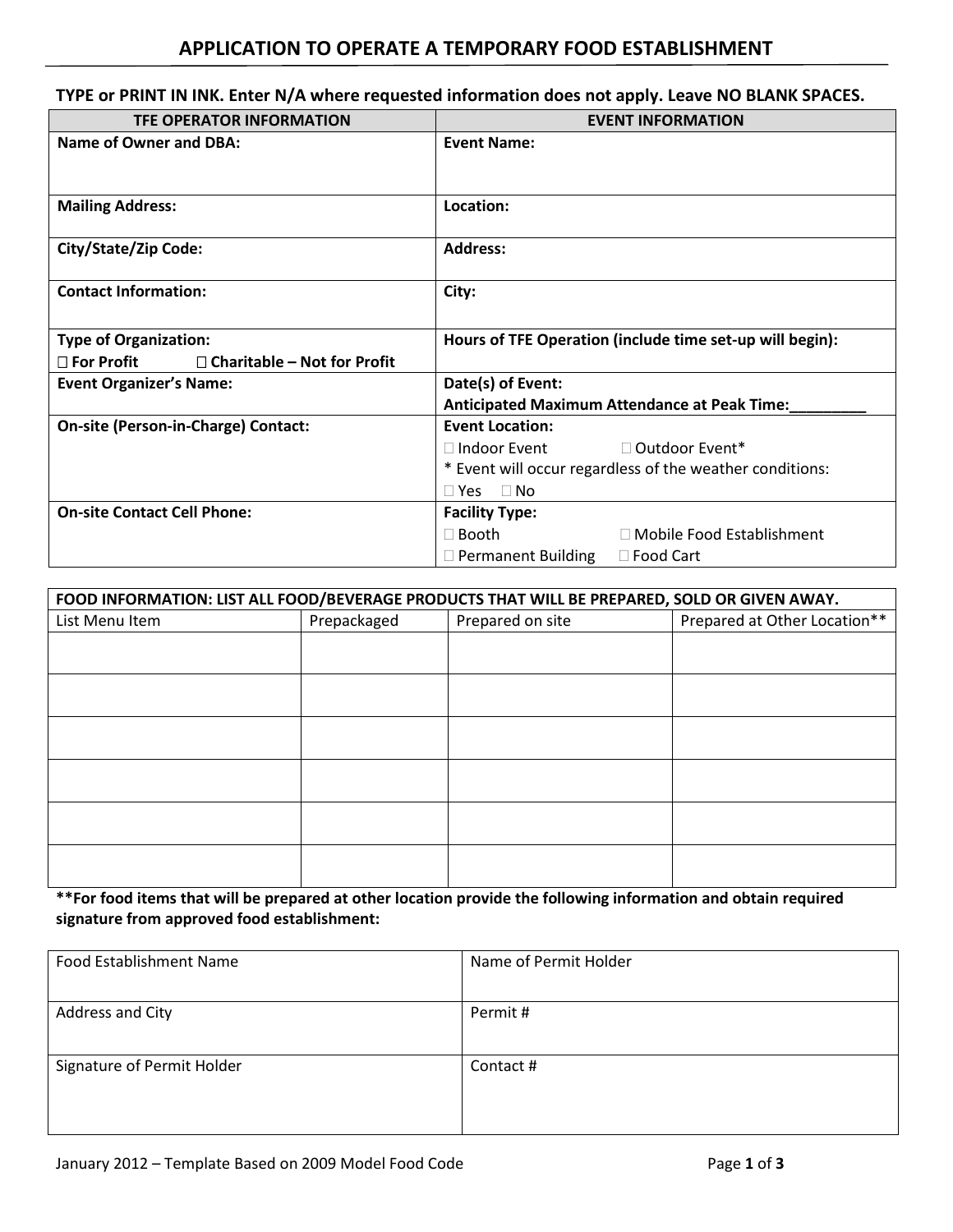# APPLICATION TO OPERATE A TEMPORARY FOOD ESTABLISHMENT

**TYPE or PRINT IN INK. Enter N/A where requested information does not apply. Leave NO BLANK SPACES.**

| TFE OPERATOR INFORMATION | EVENT INFORMATION |
|---|---|
| **Name of Owner and DBA:** | **Event Name:** |
| **Mailing Address:** | **Location:** |
| **City/State/Zip Code:** | **Address:** |
| **Contact Information:** | **City:** |
| **Type of Organization:**<br>☐ **For Profit** ☐ **Charitable – Not for Profit** | **Hours of TFE Operation (include time set-up will begin):** |
| **Event Organizer's Name:** | **Date(s) of Event:**<br>**Anticipated Maximum Attendance at Peak Time:_________** |
| **On-site (Person-in-Charge) Contact:** | **Event Location:**<br>☐ Indoor Event ☐ Outdoor Event*<br>* Event will occur regardless of the weather conditions:<br>☐ Yes ☐ No |
| **On-site Contact Cell Phone:** | **Facility Type:**<br>☐ Booth ☐ Mobile Food Establishment<br>☐ Permanent Building ☐ Food Cart |

| **FOOD INFORMATION: LIST ALL FOOD/BEVERAGE PRODUCTS THAT WILL BE PREPARED, SOLD OR GIVEN AWAY.** | | | |
|---|---|---|---|
| List Menu Item | Prepackaged | Prepared on site | Prepared at Other Location** |
| | | | |
| | | | |
| | | | |
| | | | |
| | | | |
| | | | |

**\*\*For food items that will be prepared at other location provide the following information and obtain required signature from approved food establishment:**

| Food Establishment Name | Name of Permit Holder |
|---|---|
| Address and City | Permit # |
| Signature of Permit Holder | Contact # |

January 2012 – Template Based on 2009 Model Food Code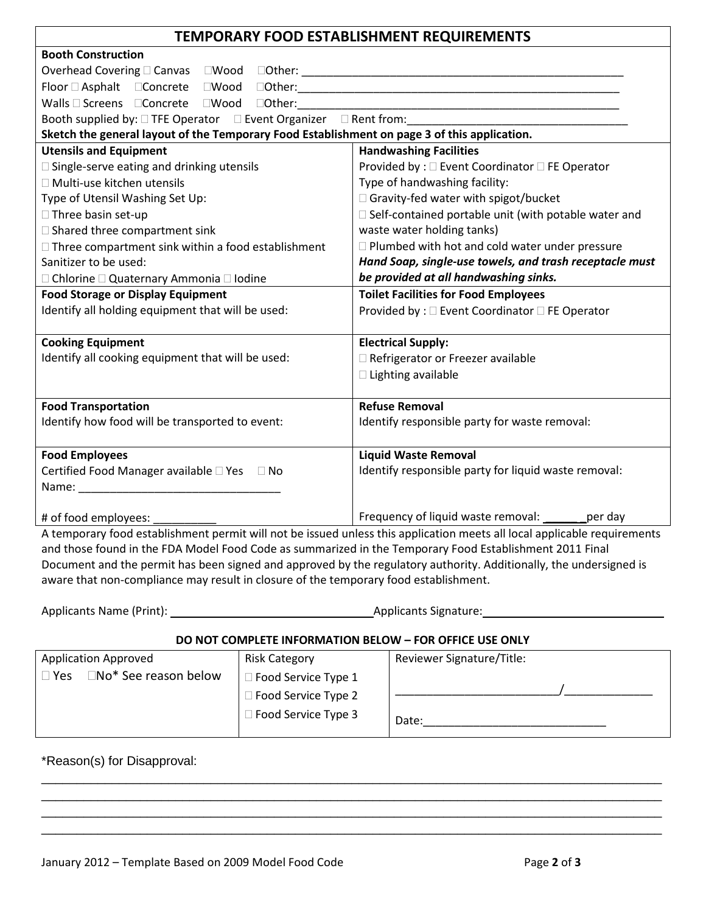# TEMPORARY FOOD ESTABLISHMENT REQUIREMENTS

**Booth Construction**

Overhead Covering ☐ Canvas ☐Wood ☐Other: ____________________________________________________

Floor ☐ Asphalt ☐Concrete ☐Wood ☐Other:____________________________________________________

Walls ☐ Screens ☐Concrete ☐Wood ☐Other:____________________________________________________

Booth supplied by: ☐ TFE Operator ☐ Event Organizer ☐ Rent from:___________________________________

**Sketch the general layout of the Temporary Food Establishment on page 3 of this application.**

| **Utensils and Equipment** | **Handwashing Facilities** |
|---|---|
| ☐ Single-serve eating and drinking utensils<br>☐ Multi-use kitchen utensils<br>Type of Utensil Washing Set Up:<br>☐ Three basin set-up<br>☐ Shared three compartment sink<br>☐ Three compartment sink within a food establishment<br>Sanitizer to be used:<br>☐ Chlorine ☐ Quaternary Ammonia ☐ Iodine | Provided by : ☐ Event Coordinator ☐ FE Operator<br>Type of handwashing facility:<br>☐ Gravity-fed water with spigot/bucket<br>☐ Self-contained portable unit (with potable water and waste water holding tanks)<br>☐ Plumbed with hot and cold water under pressure<br>***Hand Soap, single-use towels, and trash receptacle must be provided at all handwashing sinks.*** |
| **Food Storage or Display Equipment**<br>Identify all holding equipment that will be used: | **Toilet Facilities for Food Employees**<br>Provided by : ☐ Event Coordinator ☐ FE Operator |
| **Cooking Equipment**<br>Identify all cooking equipment that will be used: | **Electrical Supply:**<br>☐ Refrigerator or Freezer available<br>☐ Lighting available |
| **Food Transportation**<br>Identify how food will be transported to event: | **Refuse Removal**<br>Identify responsible party for waste removal: |
| **Food Employees**<br>Certified Food Manager available ☐ Yes ☐ No<br>Name: ________________________________<br><br># of food employees: __________ | **Liquid Waste Removal**<br>Identify responsible party for liquid waste removal:<br><br>Frequency of liquid waste removal: ______per day |

A temporary food establishment permit will not be issued unless this application meets all local applicable requirements and those found in the FDA Model Food Code as summarized in the Temporary Food Establishment 2011 Final Document and the permit has been signed and approved by the regulatory authority. Additionally, the undersigned is aware that non-compliance may result in closure of the temporary food establishment.

Applicants Name (Print): ________________________________ Applicants Signature: ______________________________

**DO NOT COMPLETE INFORMATION BELOW – FOR OFFICE USE ONLY**

| Application Approved | Risk Category | Reviewer Signature/Title: |
|---|---|---|
| ☐ Yes ☐No* See reason below | ☐ Food Service Type 1<br>☐ Food Service Type 2<br>☐ Food Service Type 3 | _________________________/______________<br><br>Date:_____________________________ |

*Reason(s) for Disapproval:

_____________________________________________________________________________________________

_____________________________________________________________________________________________

_____________________________________________________________________________________________

_____________________________________________________________________________________________

January 2012 – Template Based on 2009 Model Food Code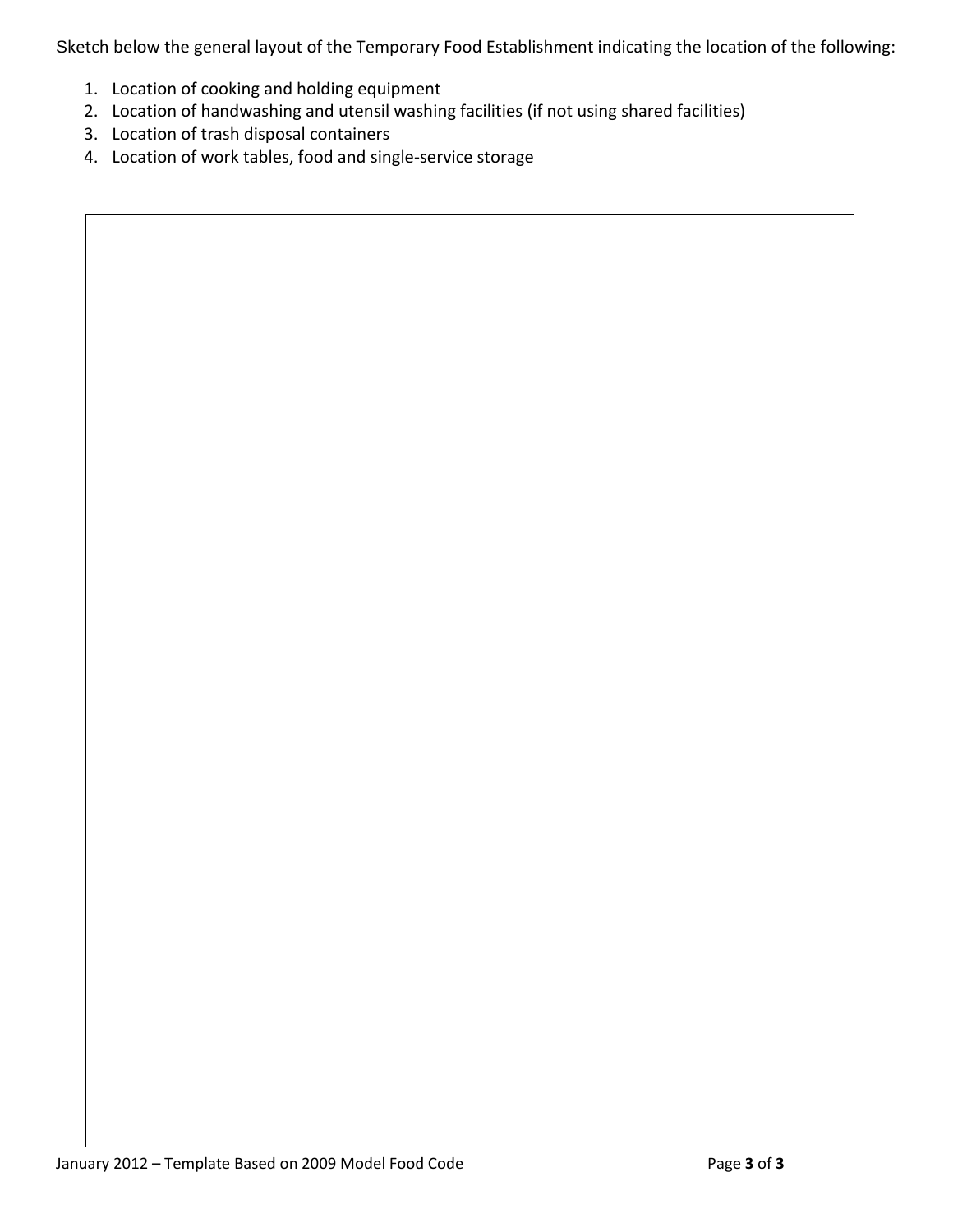Sketch below the general layout of the Temporary Food Establishment indicating the location of the following:

1. Location of cooking and holding equipment
2. Location of handwashing and utensil washing facilities (if not using shared facilities)
3. Location of trash disposal containers
4. Location of work tables, food and single-service storage